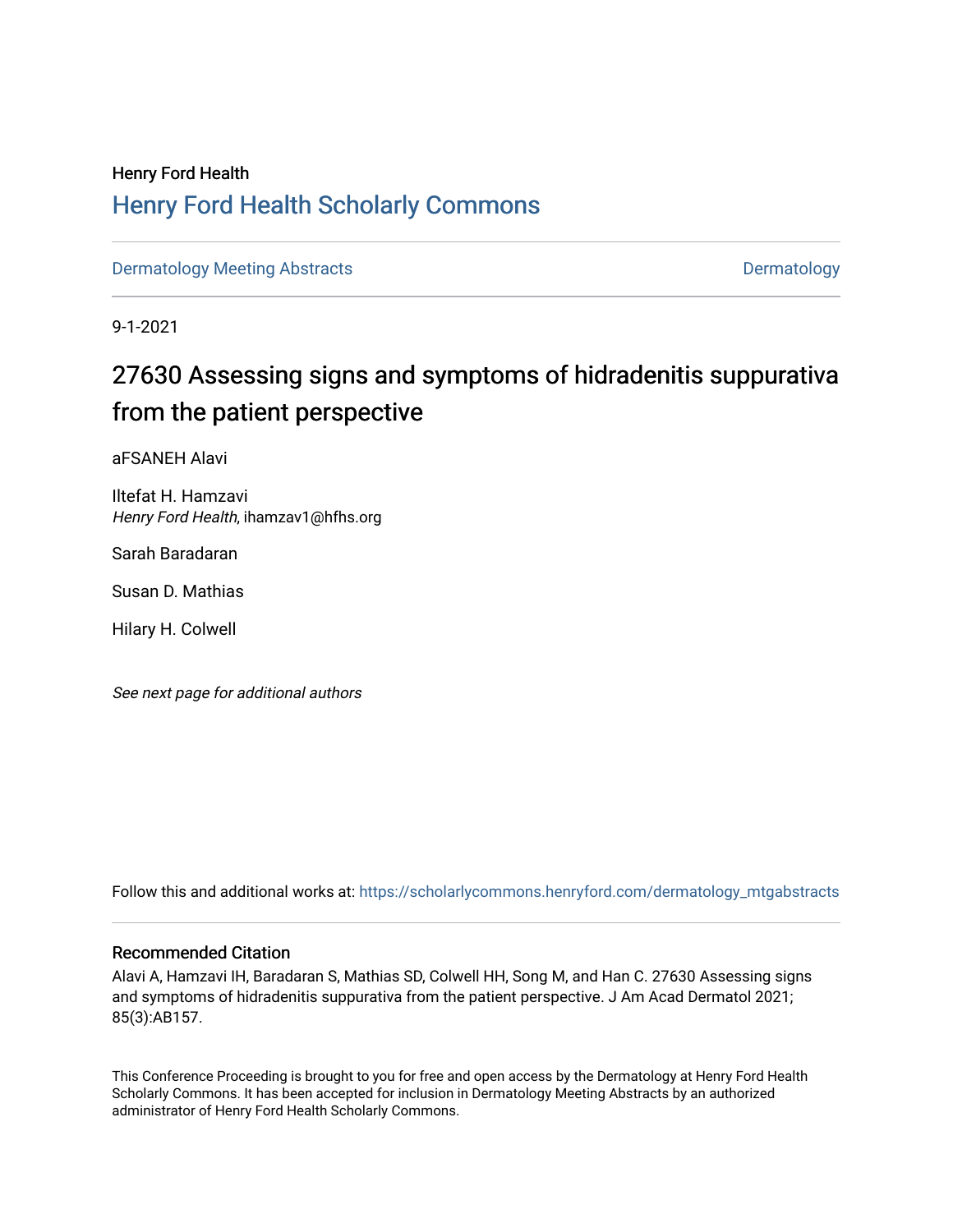Henry Ford Health

## Henry Ford Health Scholarly Commons

Dermatology Meeting Abstracts | Dermatology

9-1-2021

# 27630 Assessing signs and symptoms of hidradenitis suppurativa from the patient perspective

aFSANEH Alavi

Iltefat H. Hamzavi
*Henry Ford Health*, ihamzav1@hfhs.org

Sarah Baradaran

Susan D. Mathias

Hilary H. Colwell

*See next page for additional authors*

Follow this and additional works at: https://scholarlycommons.henryford.com/dermatology_mtgabstracts

### Recommended Citation

Alavi A, Hamzavi IH, Baradaran S, Mathias SD, Colwell HH, Song M, and Han C. 27630 Assessing signs and symptoms of hidradenitis suppurativa from the patient perspective. J Am Acad Dermatol 2021; 85(3):AB157.

This Conference Proceeding is brought to you for free and open access by the Dermatology at Henry Ford Health Scholarly Commons. It has been accepted for inclusion in Dermatology Meeting Abstracts by an authorized administrator of Henry Ford Health Scholarly Commons.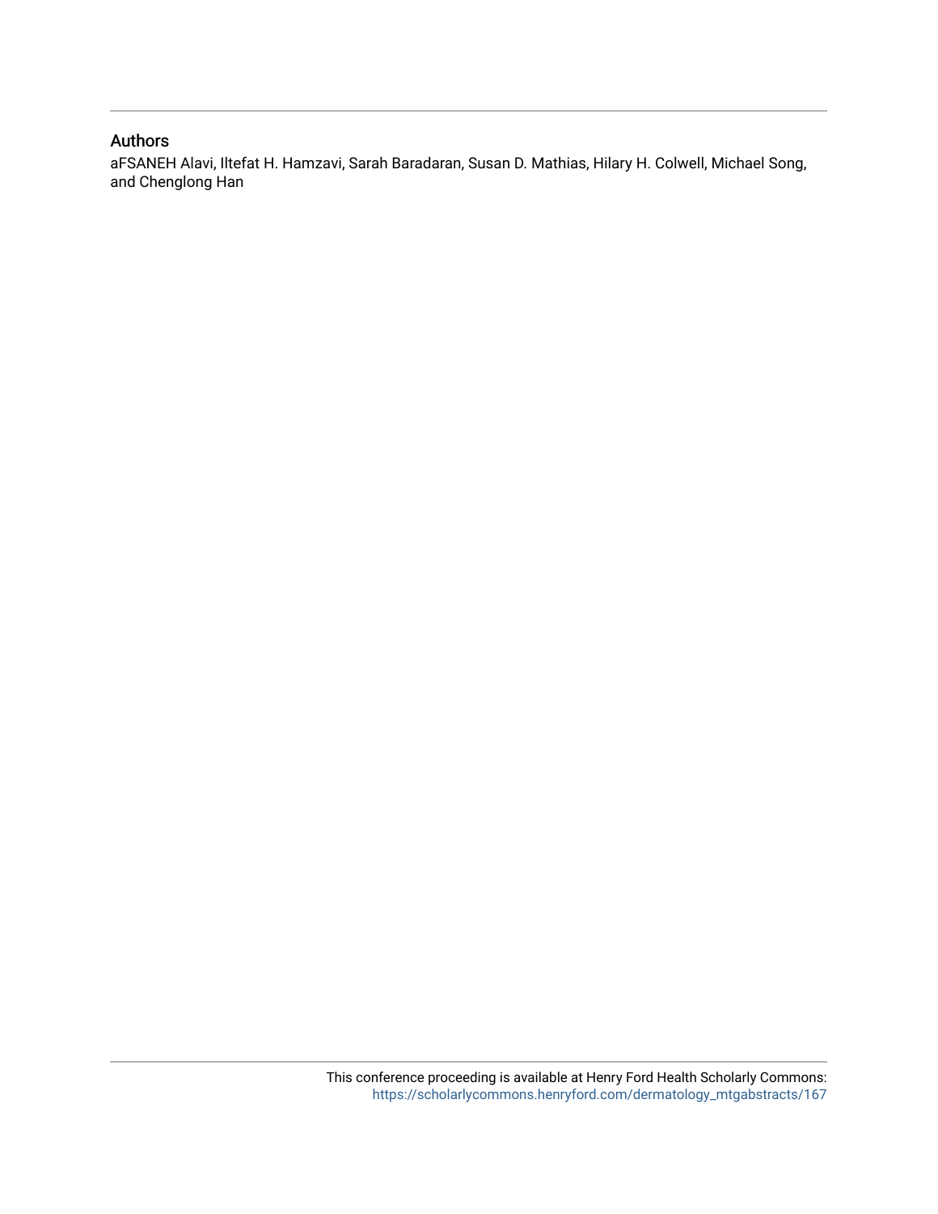## Authors

aFSANEH Alavi, Iltefat H. Hamzavi, Sarah Baradaran, Susan D. Mathias, Hilary H. Colwell, Michael Song, and Chenglong Han

This conference proceeding is available at Henry Ford Health Scholarly Commons: https://scholarlycommons.henryford.com/dermatology_mtgabstracts/167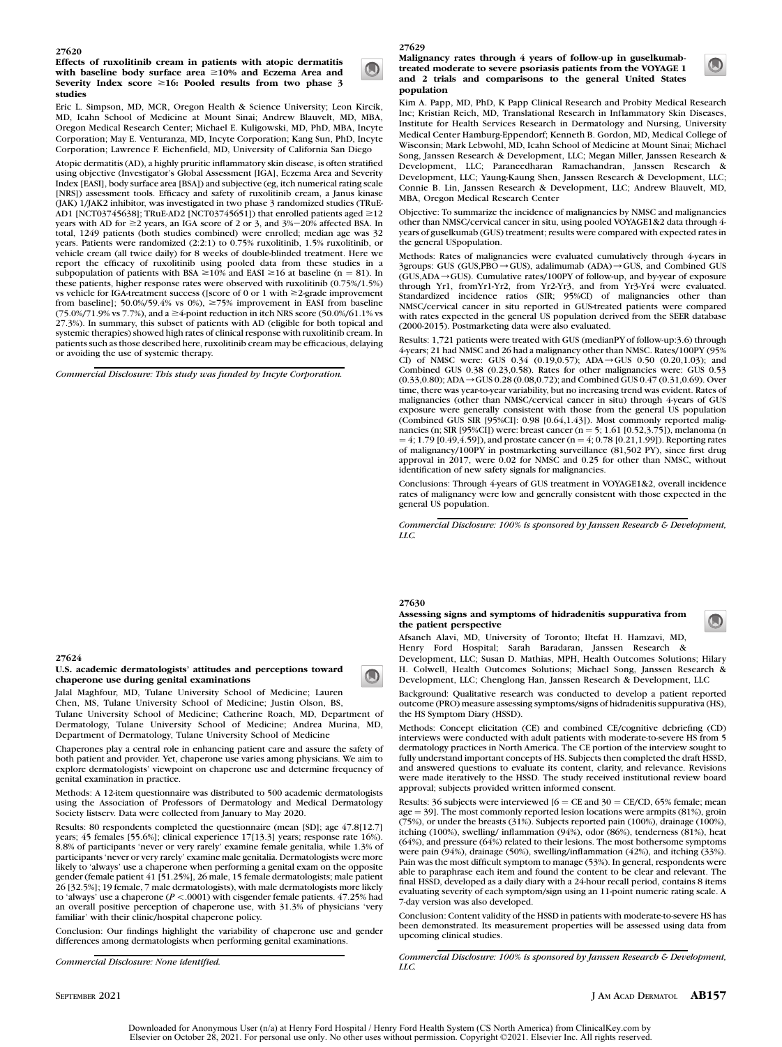### 27620

**Effects of ruxolitinib cream in patients with atopic dermatitis with baseline body surface area ≥10% and Eczema Area and Severity Index score ≥16: Pooled results from two phase 3 studies**

Eric L. Simpson, MD, MCR, Oregon Health & Science University; Leon Kircik, MD, Icahn School of Medicine at Mount Sinai; Andrew Blauvelt, MD, MBA, Oregon Medical Research Center; Michael E. Kuligowski, MD, PhD, MBA, Incyte Corporation; May E. Venturanza, MD, Incyte Corporation; Kang Sun, PhD, Incyte Corporation; Lawrence F. Eichenfield, MD, University of California San Diego

Atopic dermatitis (AD), a highly pruritic inflammatory skin disease, is often stratified using objective (Investigator's Global Assessment [IGA], Eczema Area and Severity Index [EASI], body surface area [BSA]) and subjective (eg, itch numerical rating scale [NRS]) assessment tools. Efficacy and safety of ruxolitinib cream, a Janus kinase (JAK) 1/JAK2 inhibitor, was investigated in two phase 3 randomized studies (TRuE-AD1 [NCT03745638]; TRuE-AD2 [NCT03745651]) that enrolled patients aged ≥12 years with AD for ≥2 years, an IGA score of 2 or 3, and 3%−20% affected BSA. In total, 1249 patients (both studies combined) were enrolled; median age was 32 years. Patients were randomized (2:2:1) to 0.75% ruxolitinib, 1.5% ruxolitinib, or vehicle cream (all twice daily) for 8 weeks of double-blinded treatment. Here we report the efficacy of ruxolitinib using pooled data from these studies in a subpopulation of patients with BSA ≥10% and EASI ≥16 at baseline (n = 81). In these patients, higher response rates were observed with ruxolitinib (0.75%/1.5%) vs vehicle for IGA-treatment success ([score of 0 or 1 with ≥2-grade improvement from baseline]; 50.0%/59.4% vs 0%), ≥75% improvement in EASI from baseline (75.0%/71.9% vs 7.7%), and a ≥4-point reduction in itch NRS score (50.0%/61.1% vs 27.3%). In summary, this subset of patients with AD (eligible for both topical and systemic therapies) showed high rates of clinical response with ruxolitinib cream. In patients such as those described here, ruxolitinib cream may be efficacious, delaying or avoiding the use of systemic therapy.

*Commercial Disclosure: This study was funded by Incyte Corporation.*

### 27624

**U.S. academic dermatologists' attitudes and perceptions toward chaperone use during genital examinations**

Jalal Maghfour, MD, Tulane University School of Medicine; Lauren Chen, MS, Tulane University School of Medicine; Justin Olson, BS, Tulane University School of Medicine; Catherine Roach, MD, Department of Dermatology, Tulane University School of Medicine; Andrea Murina, MD, Department of Dermatology, Tulane University School of Medicine

Chaperones play a central role in enhancing patient care and assure the safety of both patient and provider. Yet, chaperone use varies among physicians. We aim to explore dermatologists' viewpoint on chaperone use and determine frequency of genital examination in practice.

Methods: A 12-item questionnaire was distributed to 500 academic dermatologists using the Association of Professors of Dermatology and Medical Dermatology Society listserv. Data were collected from January to May 2020.

Results: 80 respondents completed the questionnaire (mean [SD]; age 47.8[12.7] years; 45 females [55.6%]; clinical experience 17[13.3] years; response rate 16%). 8.8% of participants 'never or very rarely' examine female genitalia, while 1.3% of participants 'never or very rarely' examine male genitalia. Dermatologists were more likely to 'always' use a chaperone when performing a genital exam on the opposite gender (female patient 41 [51.25%], 26 male, 15 female dermatologists; male patient 26 [32.5%]; 19 female, 7 male dermatologists), with male dermatologists more likely to 'always' use a chaperone ($P < .0001$) with cisgender female patients. 47.25% had an overall positive perception of chaperone use, with 31.3% of physicians 'very familiar' with their clinic/hospital chaperone policy.

Conclusion: Our findings highlight the variability of chaperone use and gender differences among dermatologists when performing genital examinations.

*Commercial Disclosure: None identified.*

### 27629

**Malignancy rates through 4 years of follow-up in guselkumab-treated moderate to severe psoriasis patients from the VOYAGE 1 and 2 trials and comparisons to the general United States population**

Kim A. Papp, MD, PhD, K Papp Clinical Research and Probity Medical Research Inc; Kristian Reich, MD, Translational Research in Inflammatory Skin Diseases, Institute for Health Services Research in Dermatology and Nursing, University Medical Center Hamburg-Eppendorf; Kenneth B. Gordon, MD, Medical College of Wisconsin; Mark Lebwohl, MD, Icahn School of Medicine at Mount Sinai; Michael Song, Janssen Research & Development, LLC; Megan Miller, Janssen Research & Development, LLC; Paraneedharan Ramachandran, Janssen Research & Development, LLC; Yaung-Kaung Shen, Janssen Research & Development, LLC; Connie B. Lin, Janssen Research & Development, LLC; Andrew Blauvelt, MD, MBA, Oregon Medical Research Center

Objective: To summarize the incidence of malignancies by NMSC and malignancies other than NMSC/cervical cancer in situ, using pooled VOYAGE1&2 data through 4-years of guselkumab (GUS) treatment; results were compared with expected rates in the general USpopulation.

Methods: Rates of malignancies were evaluated cumulatively through 4-years in 3groups: GUS (GUS,PBO→GUS), adalimumab (ADA)→GUS, and Combined GUS (GUS,ADA→GUS). Cumulative rates/100PY of follow-up, and by-year of exposure through Yr1, fromYr1-Yr2, from Yr2-Yr3, and from Yr3-Yr4 were evaluated. Standardized incidence ratios (SIR; 95%CI) of malignancies other than NMSC/cervical cancer in situ reported in GUS-treated patients were compared with rates expected in the general US population derived from the SEER database (2000-2015). Postmarketing data were also evaluated.

Results: 1,721 patients were treated with GUS (medianPY of follow-up:3.6) through 4-years; 21 had NMSC and 26 had a malignancy other than NMSC. Rates/100PY (95% CI) of NMSC were: GUS 0.34 (0.19,0.57); ADA→GUS 0.50 (0.20,1.03); and Combined GUS 0.38 (0.23,0.58). Rates for other malignancies were: GUS 0.53 (0.33,0.80); ADA→GUS 0.28 (0.08,0.72); and Combined GUS 0.47 (0.31,0.69). Over time, there was year-to-year variability, but no increasing trend was evident. Rates of malignancies (other than NMSC/cervical cancer in situ) through 4-years of GUS exposure were generally consistent with those from the general US population (Combined GUS SIR [95%CI]: 0.98 [0.64,1.43]). Most commonly reported malignancies (n; SIR [95%CI]) were: breast cancer (n = 5; 1.61 [0.52,3.75]), melanoma (n = 4; 1.79 [0.49,4.59]), and prostate cancer (n = 4; 0.78 [0.21,1.99]). Reporting rates of malignancy/100PY in postmarketing surveillance (81,502 PY), since first drug approval in 2017, were 0.02 for NMSC and 0.25 for other than NMSC, without identification of new safety signals for malignancies.

Conclusions: Through 4-years of GUS treatment in VOYAGE1&2, overall incidence rates of malignancy were low and generally consistent with those expected in the general US population.

*Commercial Disclosure: 100% is sponsored by Janssen Research & Development, LLC.*

### 27630

**Assessing signs and symptoms of hidradenitis suppurativa from the patient perspective**

Afsaneh Alavi, MD, University of Toronto; Iltefat H. Hamzavi, MD, Henry Ford Hospital; Sarah Baradaran, Janssen Research & Development, LLC; Susan D. Mathias, MPH, Health Outcomes Solutions; Hilary H. Colwell, Health Outcomes Solutions; Michael Song, Janssen Research & Development, LLC; Chenglong Han, Janssen Research & Development, LLC

Background: Qualitative research was conducted to develop a patient reported outcome (PRO) measure assessing symptoms/signs of hidradenitis suppurativa (HS), the HS Symptom Diary (HSSD).

Methods: Concept elicitation (CE) and combined CE/cognitive debriefing (CD) interviews were conducted with adult patients with moderate-to-severe HS from 5 dermatology practices in North America. The CE portion of the interview sought to fully understand important concepts of HS. Subjects then completed the draft HSSD, and answered questions to evaluate its content, clarity, and relevance. Revisions were made iteratively to the HSSD. The study received institutional review board approval; subjects provided written informed consent.

Results: 36 subjects were interviewed [6 = CE and 30 = CE/CD, 65% female; mean age = 39]. The most commonly reported lesion locations were armpits (81%), groin (75%), or under the breasts (31%). Subjects reported pain (100%), drainage (100%), itching (100%), swelling/ inflammation (94%), odor (86%), tenderness (81%), heat (64%), and pressure (64%) related to their lesions. The most bothersome symptoms were pain (94%), drainage (50%), swelling/inflammation (42%), and itching (33%). Pain was the most difficult symptom to manage (53%). In general, respondents were able to paraphrase each item and found the content to be clear and relevant. The final HSSD, developed as a daily diary with a 24-hour recall period, contains 8 items evaluating severity of each symptom/sign using an 11-point numeric rating scale. A 7-day version was also developed.

Conclusion: Content validity of the HSSD in patients with moderate-to-severe HS has been demonstrated. Its measurement properties will be assessed using data from upcoming clinical studies.

*Commercial Disclosure: 100% is sponsored by Janssen Research & Development, LLC.*